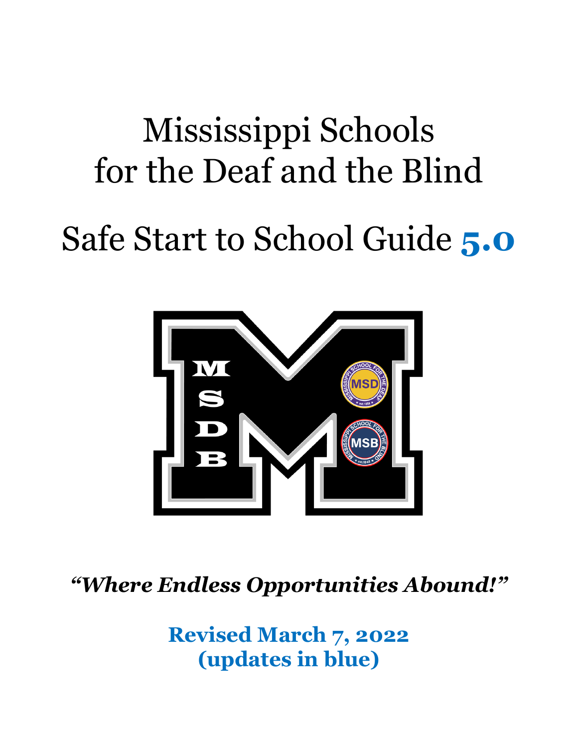# Mississippi Schools for the Deaf and the Blind

# Safe Start to School Guide **5.0**

***"Where Endless Opportunities Abound!"***

**Revised March 7, 2022**
**(updates in blue)**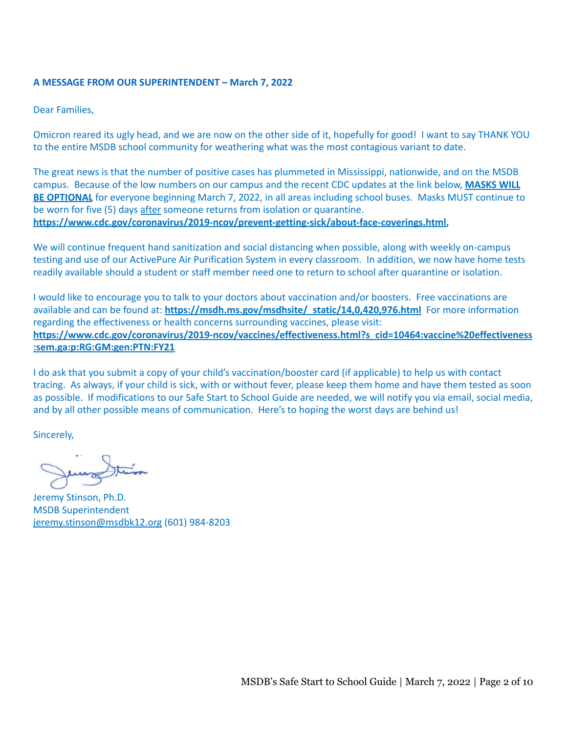**A MESSAGE FROM OUR SUPERINTENDENT – March 7, 2022**

Dear Families,

Omicron reared its ugly head, and we are now on the other side of it, hopefully for good! I want to say THANK YOU to the entire MSDB school community for weathering what was the most contagious variant to date.

The great news is that the number of positive cases has plummeted in Mississippi, nationwide, and on the MSDB campus. Because of the low numbers on our campus and the recent CDC updates at the link below, **MASKS WILL BE OPTIONAL** for everyone beginning March 7, 2022, in all areas including school buses. Masks MUST continue to be worn for five (5) days after someone returns from isolation or quarantine. **https://www.cdc.gov/coronavirus/2019-ncov/prevent-getting-sick/about-face-coverings.html**,

We will continue frequent hand sanitization and social distancing when possible, along with weekly on-campus testing and use of our ActivePure Air Purification System in every classroom. In addition, we now have home tests readily available should a student or staff member need one to return to school after quarantine or isolation.

I would like to encourage you to talk to your doctors about vaccination and/or boosters. Free vaccinations are available and can be found at: **https://msdh.ms.gov/msdhsite/_static/14,0,420,976.html** For more information regarding the effectiveness or health concerns surrounding vaccines, please visit: **https://www.cdc.gov/coronavirus/2019-ncov/vaccines/effectiveness.html?s_cid=10464:vaccine%20effectiveness:sem.ga:p:RG:GM:gen:PTN:FY21**

I do ask that you submit a copy of your child's vaccination/booster card (if applicable) to help us with contact tracing. As always, if your child is sick, with or without fever, please keep them home and have them tested as soon as possible. If modifications to our Safe Start to School Guide are needed, we will notify you via email, social media, and by all other possible means of communication. Here's to hoping the worst days are behind us!

Sincerely,

Jeremy Stinson, Ph.D.
MSDB Superintendent
jeremy.stinson@msdbk12.org (601) 984-8203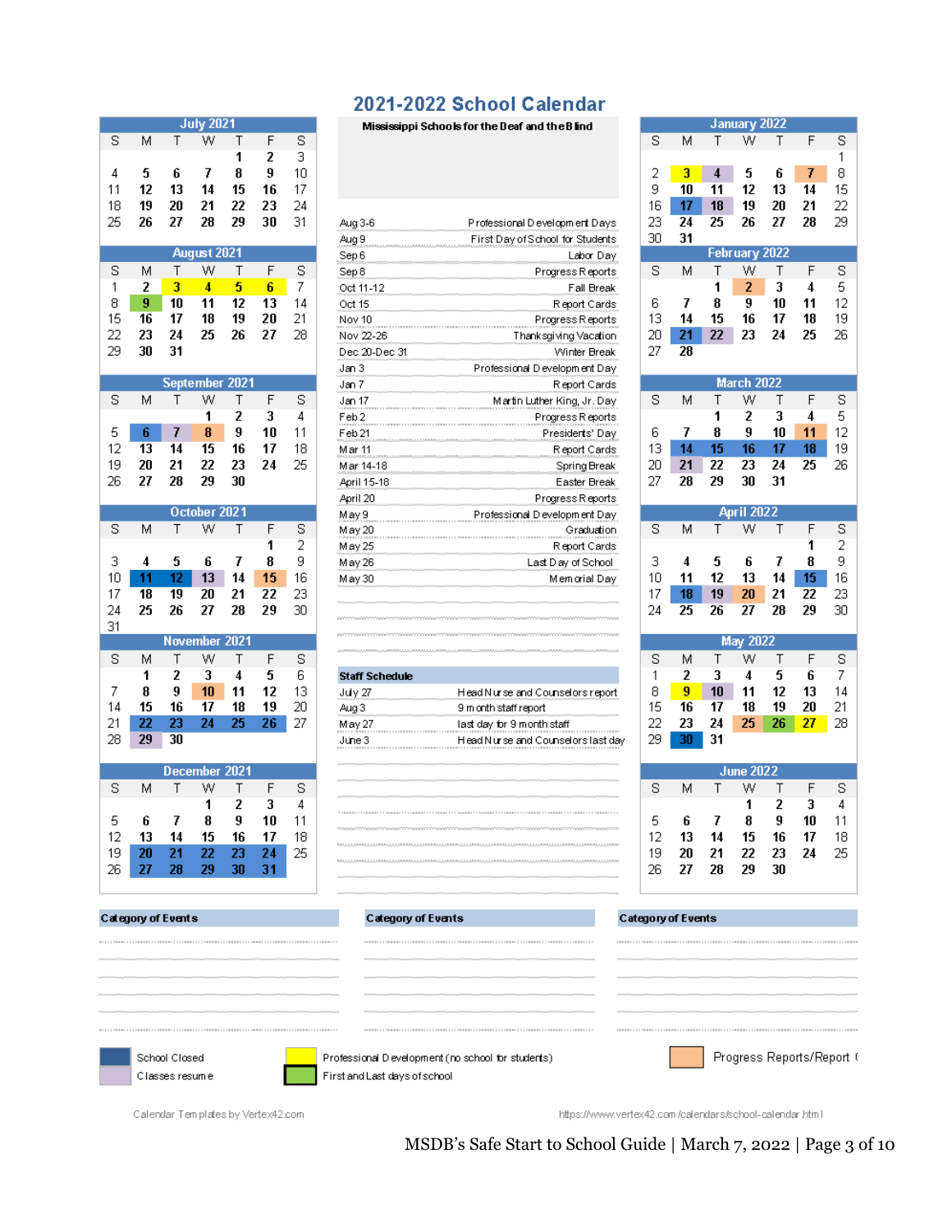# 2021-2022 School Calendar

**Mississippi Schools for the Deaf and the Blind**

| Date | Event |
|---|---|
| Aug 3-6 | Professional Development Days |
| Aug 9 | First Day of School for Students |
| Sep 6 | Labor Day |
| Sep 8 | Progress Reports |
| Oct 11-12 | Fall Break |
| Oct 15 | Report Cards |
| Nov 10 | Progress Reports |
| Nov 22-26 | Thanksgiving Vacation |
| Dec 20-Dec 31 | Winter Break |
| Jan 3 | Professional Development Day |
| Jan 7 | Report Cards |
| Jan 17 | Martin Luther King, Jr. Day |
| Feb 2 | Progress Reports |
| Feb 21 | Presidents' Day |
| Mar 11 | Report Cards |
| Mar 14-18 | Spring Break |
| April 15-18 | Easter Break |
| April 20 | Progress Reports |
| May 9 | Professional Development Day |
| May 20 | Graduation |
| May 25 | Report Cards |
| May 26 | Last Day of School |
| May 30 | Memorial Day |

**Staff Schedule**

| Date | Event |
|---|---|
| July 27 | Head Nurse and Counselors report |
| Aug 3 | 9 month staff report |
| May 27 | last day for 9 month staff |
| June 3 | Head Nurse and Counselors last day |

## July 2021

| S | M | T | W | T | F | S |
|---|---|---|---|---|---|---|
| | | | | 1 | 2 | 3 |
| 4 | 5 | 6 | 7 | 8 | 9 | 10 |
| 11 | 12 | 13 | 14 | 15 | 16 | 17 |
| 18 | 19 | 20 | 21 | 22 | 23 | 24 |
| 25 | 26 | 27 | 28 | 29 | 30 | 31 |

## August 2021

| S | M | T | W | T | F | S |
|---|---|---|---|---|---|---|
| 1 | 2 | 3 | 4 | 5 | 6 | 7 |
| 8 | 9 | 10 | 11 | 12 | 13 | 14 |
| 15 | 16 | 17 | 18 | 19 | 20 | 21 |
| 22 | 23 | 24 | 25 | 26 | 27 | 28 |
| 29 | 30 | 31 | | | | |

## September 2021

| S | M | T | W | T | F | S |
|---|---|---|---|---|---|---|
| | | | 1 | 2 | 3 | 4 |
| 5 | 6 | 7 | 8 | 9 | 10 | 11 |
| 12 | 13 | 14 | 15 | 16 | 17 | 18 |
| 19 | 20 | 21 | 22 | 23 | 24 | 25 |
| 26 | 27 | 28 | 29 | 30 | | |

## October 2021

| S | M | T | W | T | F | S |
|---|---|---|---|---|---|---|
| | | | | | 1 | 2 |
| 3 | 4 | 5 | 6 | 7 | 8 | 9 |
| 10 | 11 | 12 | 13 | 14 | 15 | 16 |
| 17 | 18 | 19 | 20 | 21 | 22 | 23 |
| 24 | 25 | 26 | 27 | 28 | 29 | 30 |
| 31 | | | | | | |

## November 2021

| S | M | T | W | T | F | S |
|---|---|---|---|---|---|---|
| | 1 | 2 | 3 | 4 | 5 | 6 |
| 7 | 8 | 9 | 10 | 11 | 12 | 13 |
| 14 | 15 | 16 | 17 | 18 | 19 | 20 |
| 21 | 22 | 23 | 24 | 25 | 26 | 27 |
| 28 | 29 | 30 | | | | |

## December 2021

| S | M | T | W | T | F | S |
|---|---|---|---|---|---|---|
| | | | 1 | 2 | 3 | 4 |
| 5 | 6 | 7 | 8 | 9 | 10 | 11 |
| 12 | 13 | 14 | 15 | 16 | 17 | 18 |
| 19 | 20 | 21 | 22 | 23 | 24 | 25 |
| 26 | 27 | 28 | 29 | 30 | 31 | |

## January 2022

| S | M | T | W | T | F | S |
|---|---|---|---|---|---|---|
| | | | | | | 1 |
| 2 | 3 | 4 | 5 | 6 | 7 | 8 |
| 9 | 10 | 11 | 12 | 13 | 14 | 15 |
| 16 | 17 | 18 | 19 | 20 | 21 | 22 |
| 23 | 24 | 25 | 26 | 27 | 28 | 29 |
| 30 | 31 | | | | | |

## February 2022

| S | M | T | W | T | F | S |
|---|---|---|---|---|---|---|
| | | 1 | 2 | 3 | 4 | 5 |
| 6 | 7 | 8 | 9 | 10 | 11 | 12 |
| 13 | 14 | 15 | 16 | 17 | 18 | 19 |
| 20 | 21 | 22 | 23 | 24 | 25 | 26 |
| 27 | 28 | | | | | |

## March 2022

| S | M | T | W | T | F | S |
|---|---|---|---|---|---|---|
| | | 1 | 2 | 3 | 4 | 5 |
| 6 | 7 | 8 | 9 | 10 | 11 | 12 |
| 13 | 14 | 15 | 16 | 17 | 18 | 19 |
| 20 | 21 | 22 | 23 | 24 | 25 | 26 |
| 27 | 28 | 29 | 30 | 31 | | |

## April 2022

| S | M | T | W | T | F | S |
|---|---|---|---|---|---|---|
| | | | | | 1 | 2 |
| 3 | 4 | 5 | 6 | 7 | 8 | 9 |
| 10 | 11 | 12 | 13 | 14 | 15 | 16 |
| 17 | 18 | 19 | 20 | 21 | 22 | 23 |
| 24 | 25 | 26 | 27 | 28 | 29 | 30 |

## May 2022

| S | M | T | W | T | F | S |
|---|---|---|---|---|---|---|
| 1 | 2 | 3 | 4 | 5 | 6 | 7 |
| 8 | 9 | 10 | 11 | 12 | 13 | 14 |
| 15 | 16 | 17 | 18 | 19 | 20 | 21 |
| 22 | 23 | 24 | 25 | 26 | 27 | 28 |
| 29 | 30 | 31 | | | | |

## June 2022

| S | M | T | W | T | F | S |
|---|---|---|---|---|---|---|
| | | | 1 | 2 | 3 | 4 |
| 5 | 6 | 7 | 8 | 9 | 10 | 11 |
| 12 | 13 | 14 | 15 | 16 | 17 | 18 |
| 19 | 20 | 21 | 22 | 23 | 24 | 25 |
| 26 | 27 | 28 | 29 | 30 | | |

**Category of Events**

**Category of Events**

**Category of Events**

- School Closed
- Classes resume
- Professional Development (no school for students)
- First and Last days of school
- Progress Reports/Report (

Calendar Templates by Vertex42.com

https://www.vertex42.com/calendars/school-calendar.html

MSDB's Safe Start to School Guide | March 7, 2022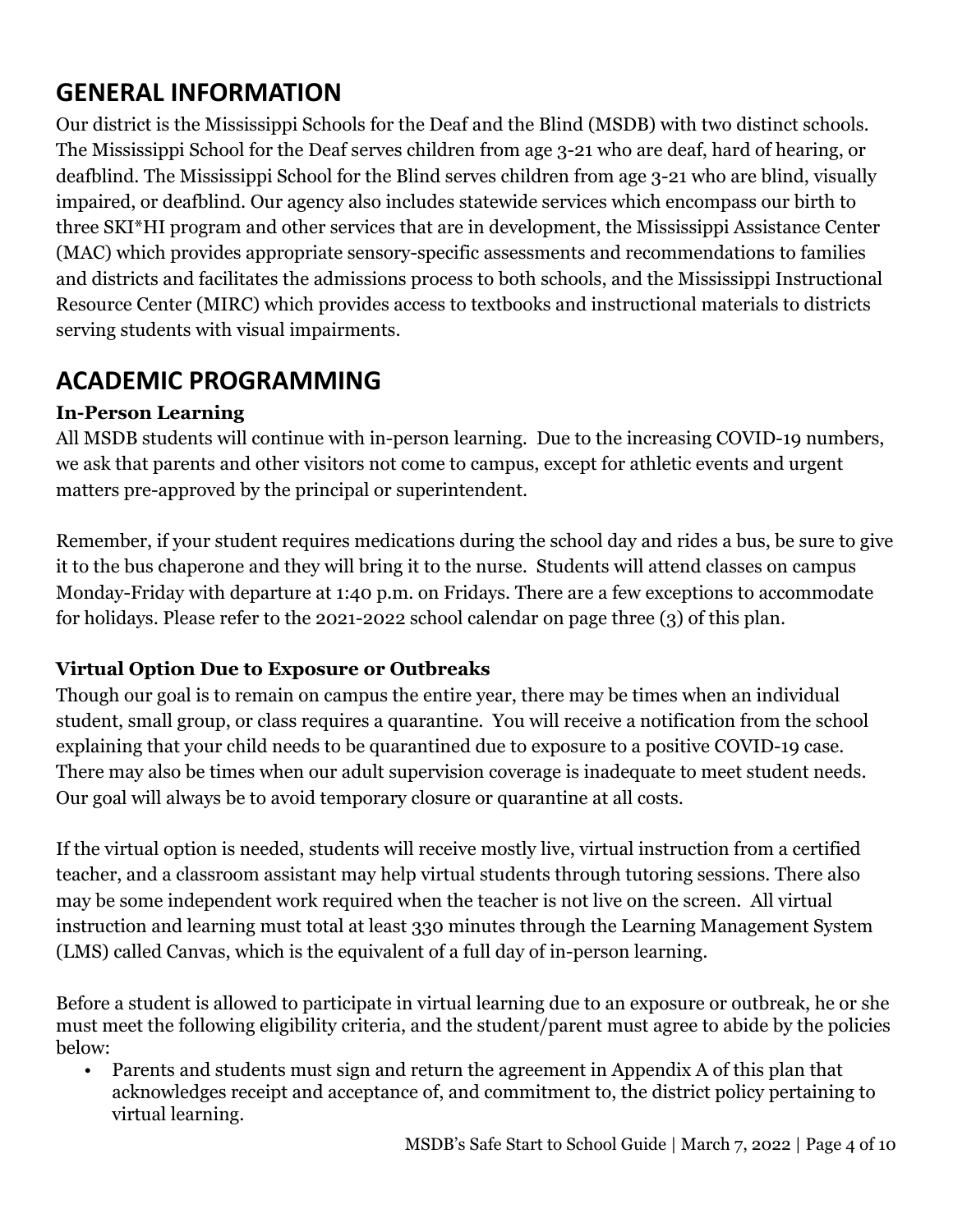## GENERAL INFORMATION

Our district is the Mississippi Schools for the Deaf and the Blind (MSDB) with two distinct schools. The Mississippi School for the Deaf serves children from age 3-21 who are deaf, hard of hearing, or deafblind. The Mississippi School for the Blind serves children from age 3-21 who are blind, visually impaired, or deafblind. Our agency also includes statewide services which encompass our birth to three SKI*HI program and other services that are in development, the Mississippi Assistance Center (MAC) which provides appropriate sensory-specific assessments and recommendations to families and districts and facilitates the admissions process to both schools, and the Mississippi Instructional Resource Center (MIRC) which provides access to textbooks and instructional materials to districts serving students with visual impairments.

## ACADEMIC PROGRAMMING

### In-Person Learning

All MSDB students will continue with in-person learning. Due to the increasing COVID-19 numbers, we ask that parents and other visitors not come to campus, except for athletic events and urgent matters pre-approved by the principal or superintendent.

Remember, if your student requires medications during the school day and rides a bus, be sure to give it to the bus chaperone and they will bring it to the nurse. Students will attend classes on campus Monday-Friday with departure at 1:40 p.m. on Fridays. There are a few exceptions to accommodate for holidays. Please refer to the 2021-2022 school calendar on page three (3) of this plan.

### Virtual Option Due to Exposure or Outbreaks

Though our goal is to remain on campus the entire year, there may be times when an individual student, small group, or class requires a quarantine. You will receive a notification from the school explaining that your child needs to be quarantined due to exposure to a positive COVID-19 case. There may also be times when our adult supervision coverage is inadequate to meet student needs. Our goal will always be to avoid temporary closure or quarantine at all costs.

If the virtual option is needed, students will receive mostly live, virtual instruction from a certified teacher, and a classroom assistant may help virtual students through tutoring sessions. There also may be some independent work required when the teacher is not live on the screen. All virtual instruction and learning must total at least 330 minutes through the Learning Management System (LMS) called Canvas, which is the equivalent of a full day of in-person learning.

Before a student is allowed to participate in virtual learning due to an exposure or outbreak, he or she must meet the following eligibility criteria, and the student/parent must agree to abide by the policies below:

- Parents and students must sign and return the agreement in Appendix A of this plan that acknowledges receipt and acceptance of, and commitment to, the district policy pertaining to virtual learning.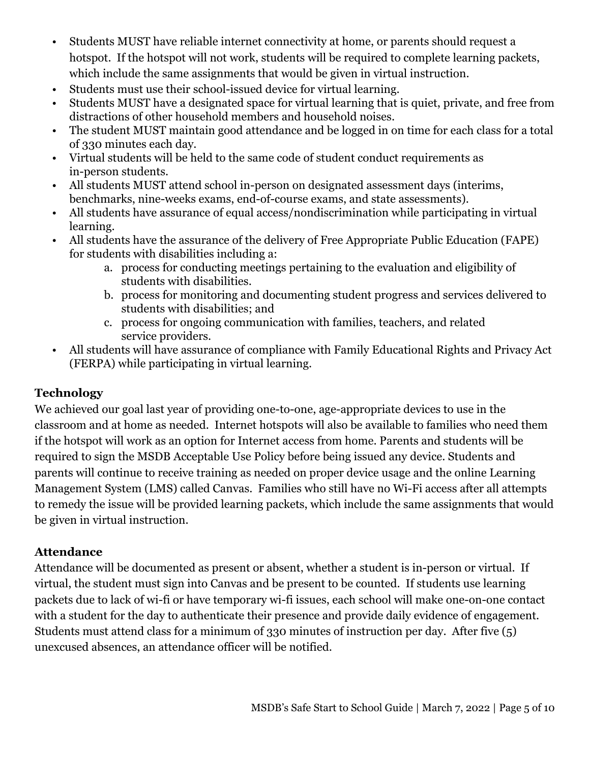- Students MUST have reliable internet connectivity at home, or parents should request a hotspot. If the hotspot will not work, students will be required to complete learning packets, which include the same assignments that would be given in virtual instruction.
- Students must use their school-issued device for virtual learning.
- Students MUST have a designated space for virtual learning that is quiet, private, and free from distractions of other household members and household noises.
- The student MUST maintain good attendance and be logged in on time for each class for a total of 330 minutes each day.
- Virtual students will be held to the same code of student conduct requirements as in-person students.
- All students MUST attend school in-person on designated assessment days (interims, benchmarks, nine-weeks exams, end-of-course exams, and state assessments).
- All students have assurance of equal access/nondiscrimination while participating in virtual learning.
- All students have the assurance of the delivery of Free Appropriate Public Education (FAPE) for students with disabilities including a:
    a. process for conducting meetings pertaining to the evaluation and eligibility of students with disabilities.
    b. process for monitoring and documenting student progress and services delivered to students with disabilities; and
    c. process for ongoing communication with families, teachers, and related service providers.
- All students will have assurance of compliance with Family Educational Rights and Privacy Act (FERPA) while participating in virtual learning.

### Technology

We achieved our goal last year of providing one-to-one, age-appropriate devices to use in the classroom and at home as needed. Internet hotspots will also be available to families who need them if the hotspot will work as an option for Internet access from home. Parents and students will be required to sign the MSDB Acceptable Use Policy before being issued any device. Students and parents will continue to receive training as needed on proper device usage and the online Learning Management System (LMS) called Canvas. Families who still have no Wi-Fi access after all attempts to remedy the issue will be provided learning packets, which include the same assignments that would be given in virtual instruction.

### Attendance

Attendance will be documented as present or absent, whether a student is in-person or virtual. If virtual, the student must sign into Canvas and be present to be counted. If students use learning packets due to lack of wi-fi or have temporary wi-fi issues, each school will make one-on-one contact with a student for the day to authenticate their presence and provide daily evidence of engagement. Students must attend class for a minimum of 330 minutes of instruction per day. After five (5) unexcused absences, an attendance officer will be notified.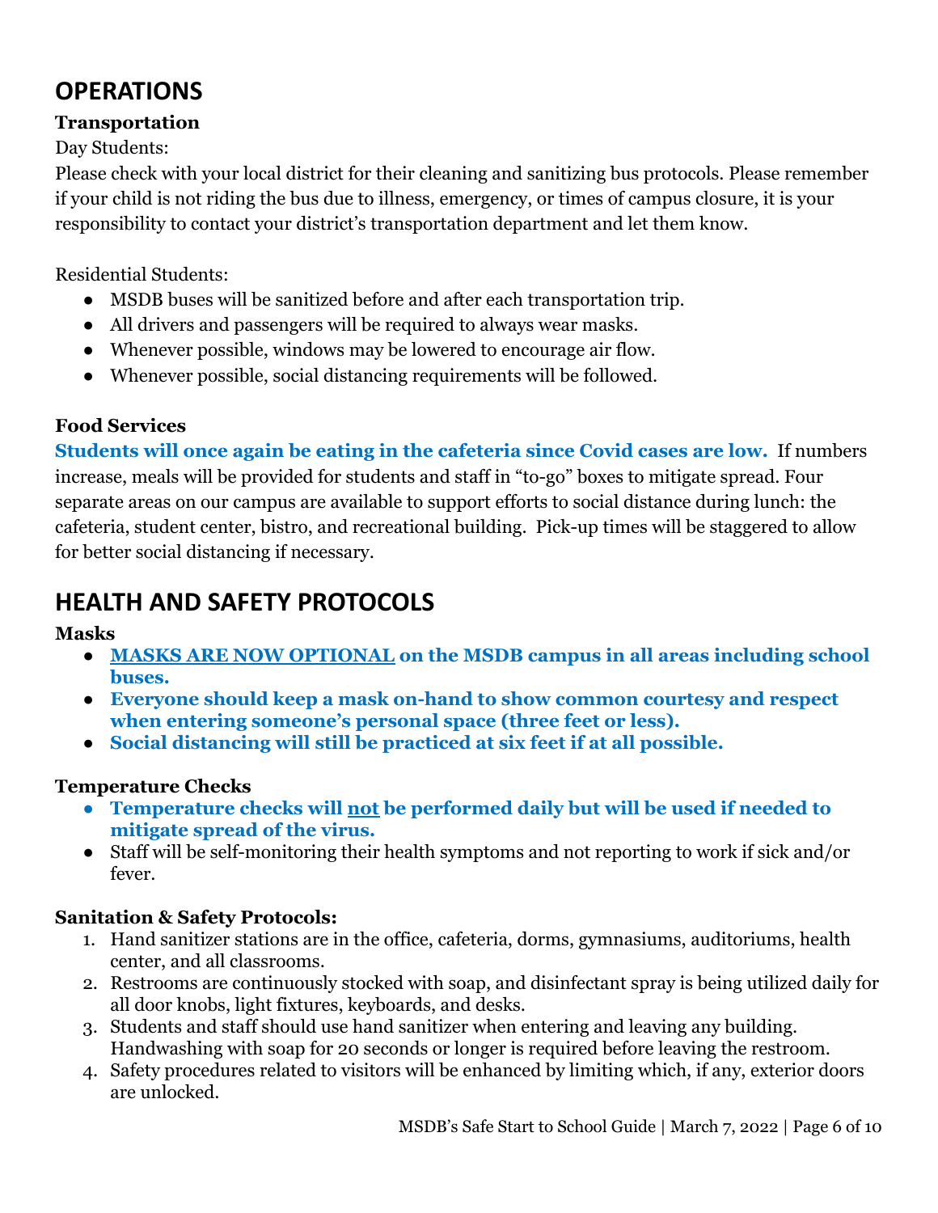# OPERATIONS

### Transportation

Day Students:

Please check with your local district for their cleaning and sanitizing bus protocols. Please remember if your child is not riding the bus due to illness, emergency, or times of campus closure, it is your responsibility to contact your district's transportation department and let them know.

Residential Students:

- MSDB buses will be sanitized before and after each transportation trip.
- All drivers and passengers will be required to always wear masks.
- Whenever possible, windows may be lowered to encourage air flow.
- Whenever possible, social distancing requirements will be followed.

### Food Services

**Students will once again be eating in the cafeteria since Covid cases are low.** If numbers increase, meals will be provided for students and staff in "to-go" boxes to mitigate spread. Four separate areas on our campus are available to support efforts to social distance during lunch: the cafeteria, student center, bistro, and recreational building. Pick-up times will be staggered to allow for better social distancing if necessary.

# HEALTH AND SAFETY PROTOCOLS

### Masks

- **<u>MASKS ARE NOW OPTIONAL</u> on the MSDB campus in all areas including school buses.**
- **Everyone should keep a mask on-hand to show common courtesy and respect when entering someone's personal space (three feet or less).**
- **Social distancing will still be practiced at six feet if at all possible.**

### Temperature Checks

- **Temperature checks will <u>not</u> be performed daily but will be used if needed to mitigate spread of the virus.**
- Staff will be self-monitoring their health symptoms and not reporting to work if sick and/or fever.

### Sanitation & Safety Protocols:

1. Hand sanitizer stations are in the office, cafeteria, dorms, gymnasiums, auditoriums, health center, and all classrooms.
2. Restrooms are continuously stocked with soap, and disinfectant spray is being utilized daily for all door knobs, light fixtures, keyboards, and desks.
3. Students and staff should use hand sanitizer when entering and leaving any building. Handwashing with soap for 20 seconds or longer is required before leaving the restroom.
4. Safety procedures related to visitors will be enhanced by limiting which, if any, exterior doors are unlocked.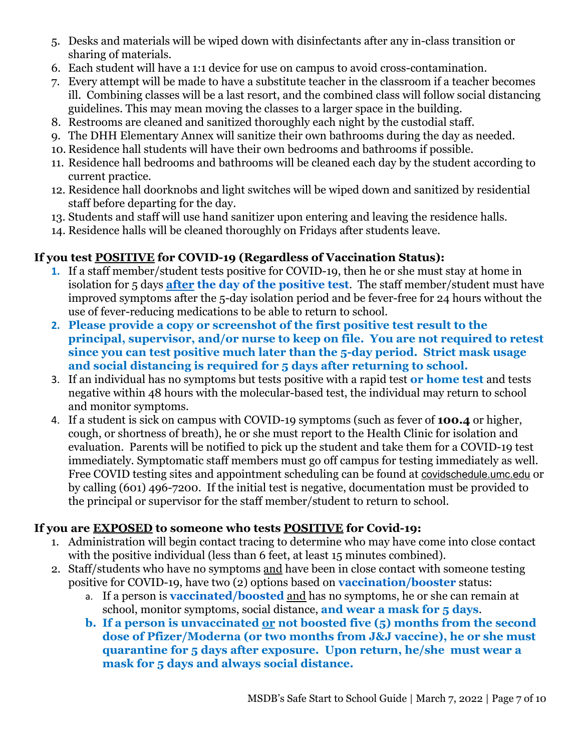5. Desks and materials will be wiped down with disinfectants after any in-class transition or sharing of materials.
6. Each student will have a 1:1 device for use on campus to avoid cross-contamination.
7. Every attempt will be made to have a substitute teacher in the classroom if a teacher becomes ill. Combining classes will be a last resort, and the combined class will follow social distancing guidelines. This may mean moving the classes to a larger space in the building.
8. Restrooms are cleaned and sanitized thoroughly each night by the custodial staff.
9. The DHH Elementary Annex will sanitize their own bathrooms during the day as needed.
10. Residence hall students will have their own bedrooms and bathrooms if possible.
11. Residence hall bedrooms and bathrooms will be cleaned each day by the student according to current practice.
12. Residence hall doorknobs and light switches will be wiped down and sanitized by residential staff before departing for the day.
13. Students and staff will use hand sanitizer upon entering and leaving the residence halls.
14. Residence halls will be cleaned thoroughly on Fridays after students leave.

### If you test POSITIVE for COVID-19 (Regardless of Vaccination Status):

1. If a staff member/student tests positive for COVID-19, then he or she must stay at home in isolation for 5 days **after the day of the positive test**. The staff member/student must have improved symptoms after the 5-day isolation period and be fever-free for 24 hours without the use of fever-reducing medications to be able to return to school.
2. **Please provide a copy or screenshot of the first positive test result to the principal, supervisor, and/or nurse to keep on file. You are not required to retest since you can test positive much later than the 5-day period. Strict mask usage and social distancing is required for 5 days after returning to school.**
3. If an individual has no symptoms but tests positive with a rapid test **or home test** and tests negative within 48 hours with the molecular-based test, the individual may return to school and monitor symptoms.
4. If a student is sick on campus with COVID-19 symptoms (such as fever of **100.4** or higher, cough, or shortness of breath), he or she must report to the Health Clinic for isolation and evaluation. Parents will be notified to pick up the student and take them for a COVID-19 test immediately. Symptomatic staff members must go off campus for testing immediately as well. Free COVID testing sites and appointment scheduling can be found at covidschedule.umc.edu or by calling (601) 496-7200. If the initial test is negative, documentation must be provided to the principal or supervisor for the staff member/student to return to school.

### If you are EXPOSED to someone who tests POSITIVE for Covid-19:

1. Administration will begin contact tracing to determine who may have come into close contact with the positive individual (less than 6 feet, at least 15 minutes combined).
2. Staff/students who have no symptoms and have been in close contact with someone testing positive for COVID-19, have two (2) options based on **vaccination/booster** status:
   a. If a person is **vaccinated/boosted** and has no symptoms, he or she can remain at school, monitor symptoms, social distance, **and wear a mask for 5 days**.
   b. **If a person is unvaccinated or not boosted five (5) months from the second dose of Pfizer/Moderna (or two months from J&J vaccine), he or she must quarantine for 5 days after exposure. Upon return, he/she must wear a mask for 5 days and always social distance.**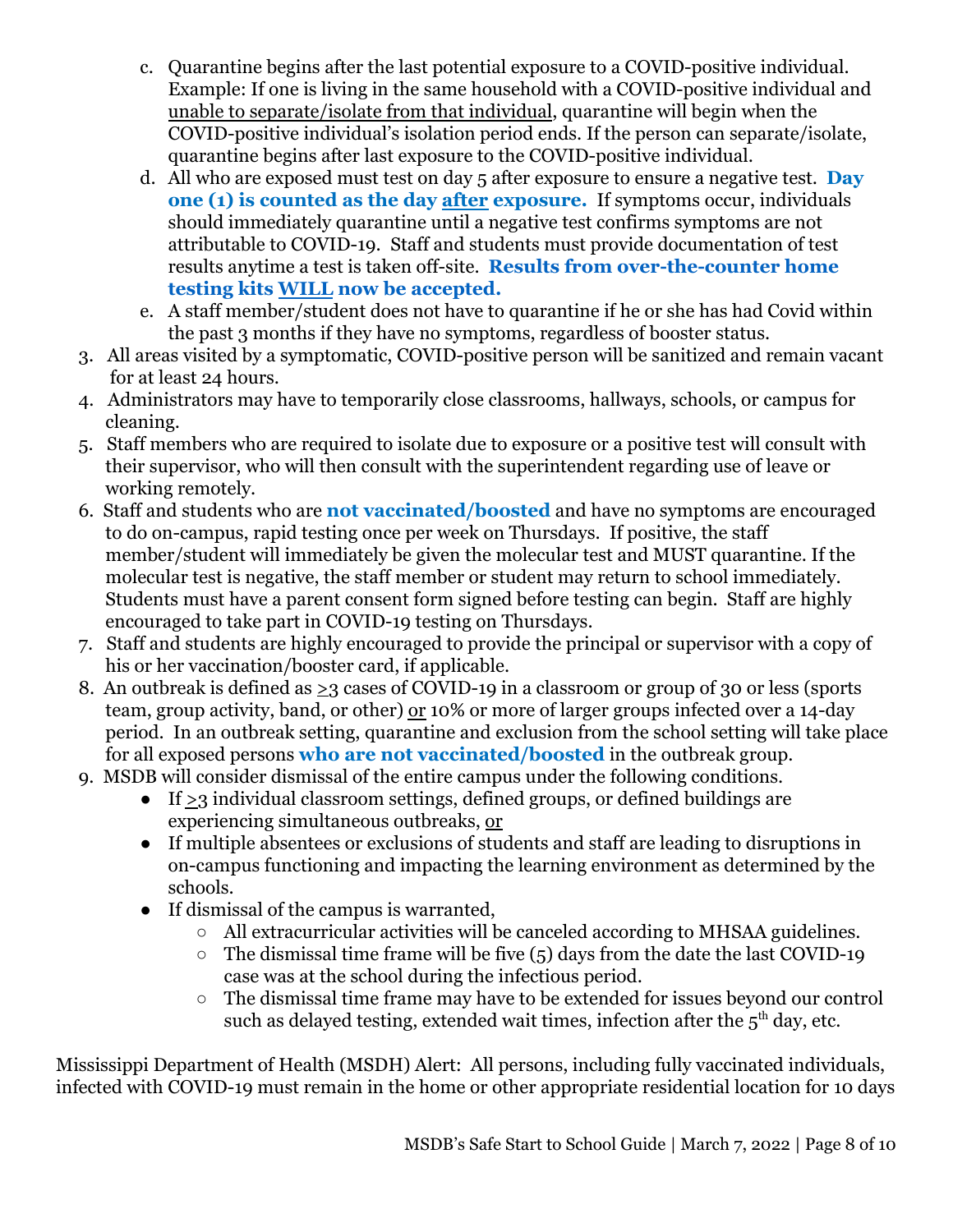c. Quarantine begins after the last potential exposure to a COVID-positive individual. Example: If one is living in the same household with a COVID-positive individual and <u>unable to separate/isolate from that individual</u>, quarantine will begin when the COVID-positive individual's isolation period ends. If the person can separate/isolate, quarantine begins after last exposure to the COVID-positive individual.
   d. All who are exposed must test on day 5 after exposure to ensure a negative test. **Day one (1) is counted as the day <u>after</u> exposure.** If symptoms occur, individuals should immediately quarantine until a negative test confirms symptoms are not attributable to COVID-19. Staff and students must provide documentation of test results anytime a test is taken off-site. **Results from over-the-counter home testing kits <u>WILL</u> now be accepted.**
   e. A staff member/student does not have to quarantine if he or she has had Covid within the past 3 months if they have no symptoms, regardless of booster status.

3. All areas visited by a symptomatic, COVID-positive person will be sanitized and remain vacant for at least 24 hours.
4. Administrators may have to temporarily close classrooms, hallways, schools, or campus for cleaning.
5. Staff members who are required to isolate due to exposure or a positive test will consult with their supervisor, who will then consult with the superintendent regarding use of leave or working remotely.
6. Staff and students who are **not vaccinated/boosted** and have no symptoms are encouraged to do on-campus, rapid testing once per week on Thursdays. If positive, the staff member/student will immediately be given the molecular test and MUST quarantine. If the molecular test is negative, the staff member or student may return to school immediately. Students must have a parent consent form signed before testing can begin. Staff are highly encouraged to take part in COVID-19 testing on Thursdays.
7. Staff and students are highly encouraged to provide the principal or supervisor with a copy of his or her vaccination/booster card, if applicable.
8. An outbreak is defined as $\geq$3 cases of COVID-19 in a classroom or group of 30 or less (sports team, group activity, band, or other) <u>or</u> 10% or more of larger groups infected over a 14-day period. In an outbreak setting, quarantine and exclusion from the school setting will take place for all exposed persons **who are not vaccinated/boosted** in the outbreak group.
9. MSDB will consider dismissal of the entire campus under the following conditions.
   - If $\geq$3 individual classroom settings, defined groups, or defined buildings are experiencing simultaneous outbreaks, <u>or</u>
   - If multiple absentees or exclusions of students and staff are leading to disruptions in on-campus functioning and impacting the learning environment as determined by the schools.
   - If dismissal of the campus is warranted,
     - All extracurricular activities will be canceled according to MHSAA guidelines.
     - The dismissal time frame will be five (5) days from the date the last COVID-19 case was at the school during the infectious period.
     - The dismissal time frame may have to be extended for issues beyond our control such as delayed testing, extended wait times, infection after the 5th day, etc.

Mississippi Department of Health (MSDH) Alert: All persons, including fully vaccinated individuals, infected with COVID-19 must remain in the home or other appropriate residential location for 10 days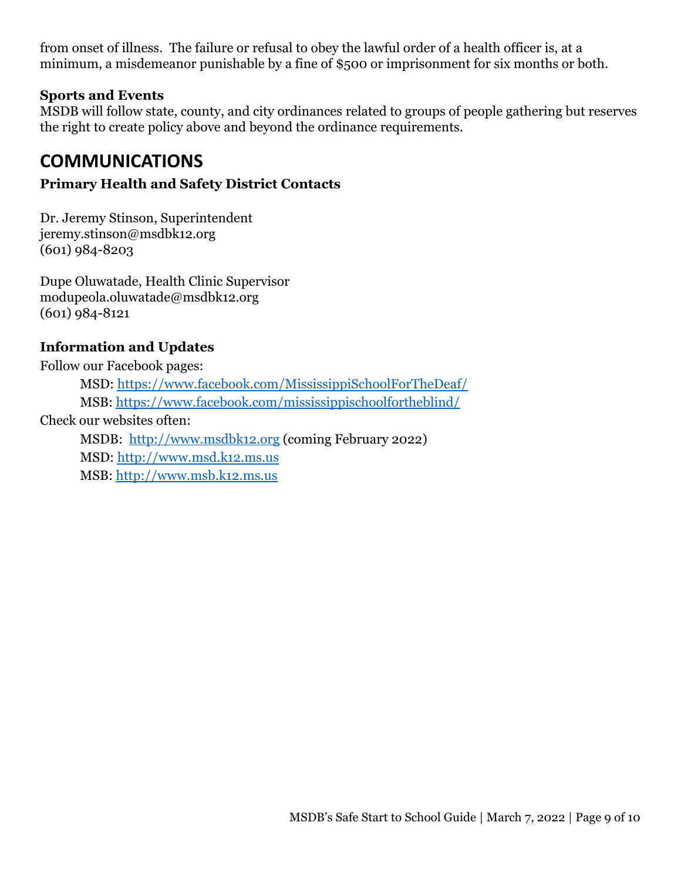from onset of illness. The failure or refusal to obey the lawful order of a health officer is, at a minimum, a misdemeanor punishable by a fine of $500 or imprisonment for six months or both.

**Sports and Events**

MSDB will follow state, county, and city ordinances related to groups of people gathering but reserves the right to create policy above and beyond the ordinance requirements.

## COMMUNICATIONS

**Primary Health and Safety District Contacts**

Dr. Jeremy Stinson, Superintendent
jeremy.stinson@msdbk12.org
(601) 984-8203

Dupe Oluwatade, Health Clinic Supervisor
modupeola.oluwatade@msdbk12.org
(601) 984-8121

**Information and Updates**

Follow our Facebook pages:

- MSD: https://www.facebook.com/MississippiSchoolForTheDeaf/
- MSB: https://www.facebook.com/mississippischoolfortheblind/

Check our websites often:

- MSDB: http://www.msdbk12.org (coming February 2022)
- MSD: http://www.msd.k12.ms.us
- MSB: http://www.msb.k12.ms.us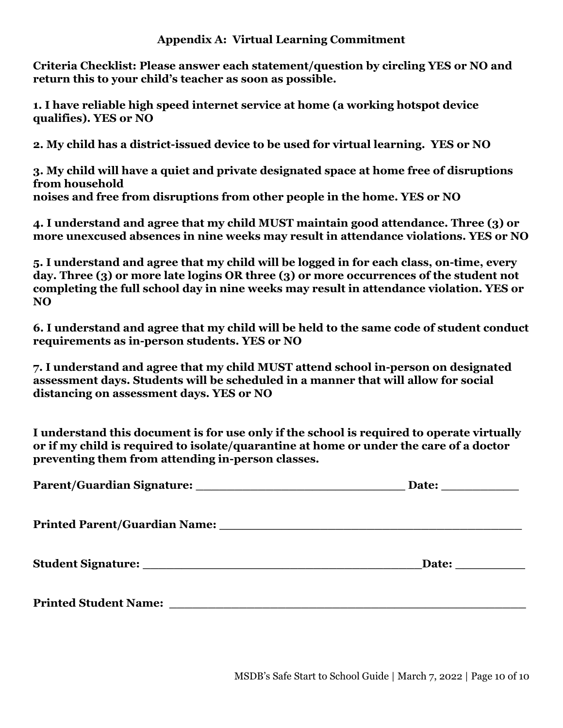## Appendix A: Virtual Learning Commitment

**Criteria Checklist: Please answer each statement/question by circling YES or NO and return this to your child's teacher as soon as possible.**

**1. I have reliable high speed internet service at home (a working hotspot device qualifies). YES or NO**

**2. My child has a district-issued device to be used for virtual learning. YES or NO**

**3. My child will have a quiet and private designated space at home free of disruptions from household noises and free from disruptions from other people in the home. YES or NO**

**4. I understand and agree that my child MUST maintain good attendance. Three (3) or more unexcused absences in nine weeks may result in attendance violations. YES or NO**

**5. I understand and agree that my child will be logged in for each class, on-time, every day. Three (3) or more late logins OR three (3) or more occurrences of the student not completing the full school day in nine weeks may result in attendance violation. YES or NO**

**6. I understand and agree that my child will be held to the same code of student conduct requirements as in-person students. YES or NO**

**7. I understand and agree that my child MUST attend school in-person on designated assessment days. Students will be scheduled in a manner that will allow for social distancing on assessment days. YES or NO**

**I understand this document is for use only if the school is required to operate virtually or if my child is required to isolate/quarantine at home or under the care of a doctor preventing them from attending in-person classes.**

**Parent/Guardian Signature:** ____________________________ **Date:** __________

**Printed Parent/Guardian Name:** ________________________________________

**Student Signature:** ______________________________________**Date:** __________

**Printed Student Name:** _______________________________________________